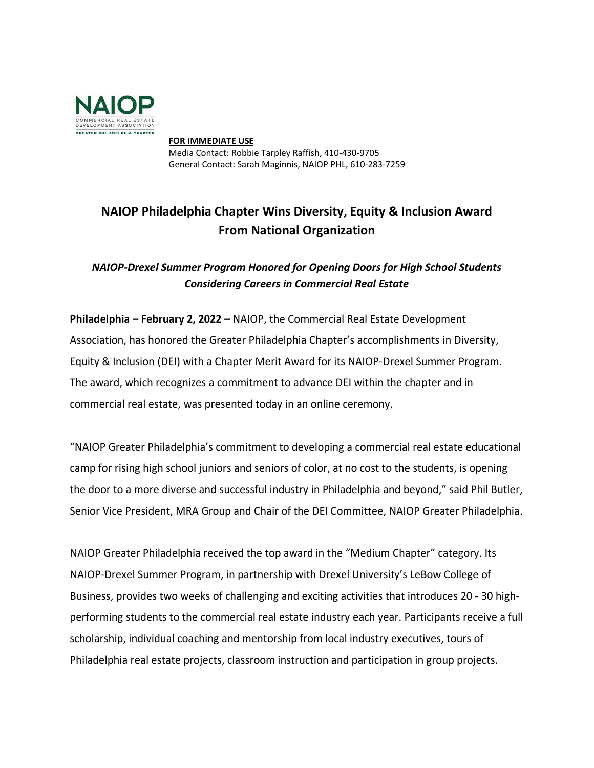NAIOP
COMMERCIAL REAL ESTATE DEVELOPMENT ASSOCIATION
GREATER PHILADELPHIA CHAPTER

**FOR IMMEDIATE USE**
Media Contact: Robbie Tarpley Raffish, 410-430-9705
General Contact: Sarah Maginnis, NAIOP PHL, 610-283-7259

# NAIOP Philadelphia Chapter Wins Diversity, Equity & Inclusion Award From National Organization

### *NAIOP-Drexel Summer Program Honored for Opening Doors for High School Students Considering Careers in Commercial Real Estate*

**Philadelphia – February 2, 2022 –** NAIOP, the Commercial Real Estate Development Association, has honored the Greater Philadelphia Chapter's accomplishments in Diversity, Equity & Inclusion (DEI) with a Chapter Merit Award for its NAIOP-Drexel Summer Program. The award, which recognizes a commitment to advance DEI within the chapter and in commercial real estate, was presented today in an online ceremony.

"NAIOP Greater Philadelphia's commitment to developing a commercial real estate educational camp for rising high school juniors and seniors of color, at no cost to the students, is opening the door to a more diverse and successful industry in Philadelphia and beyond," said Phil Butler, Senior Vice President, MRA Group and Chair of the DEI Committee, NAIOP Greater Philadelphia.

NAIOP Greater Philadelphia received the top award in the "Medium Chapter" category. Its NAIOP-Drexel Summer Program, in partnership with Drexel University's LeBow College of Business, provides two weeks of challenging and exciting activities that introduces 20 - 30 high-performing students to the commercial real estate industry each year. Participants receive a full scholarship, individual coaching and mentorship from local industry executives, tours of Philadelphia real estate projects, classroom instruction and participation in group projects.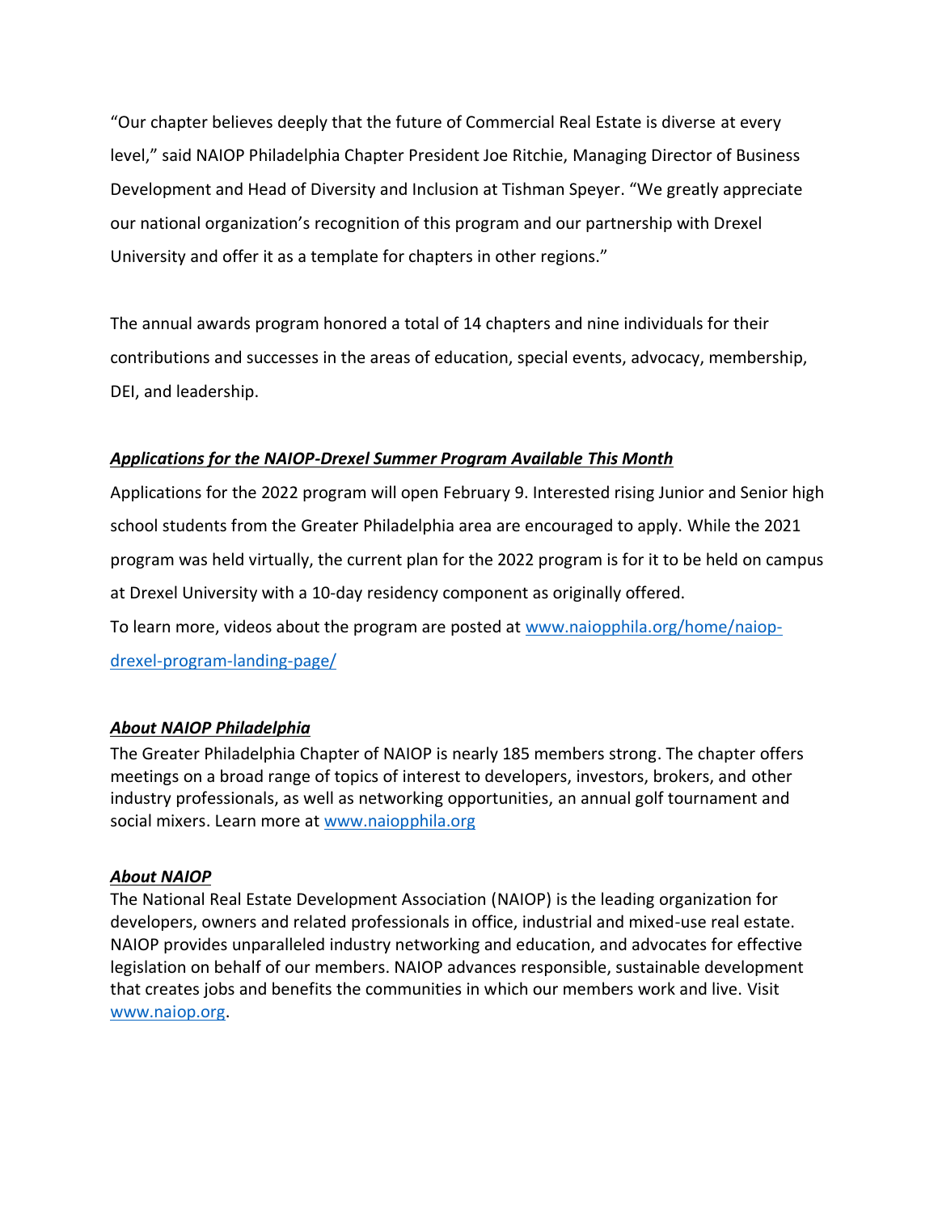"Our chapter believes deeply that the future of Commercial Real Estate is diverse at every level," said NAIOP Philadelphia Chapter President Joe Ritchie, Managing Director of Business Development and Head of Diversity and Inclusion at Tishman Speyer. "We greatly appreciate our national organization's recognition of this program and our partnership with Drexel University and offer it as a template for chapters in other regions."

The annual awards program honored a total of 14 chapters and nine individuals for their contributions and successes in the areas of education, special events, advocacy, membership, DEI, and leadership.

***Applications for the NAIOP-Drexel Summer Program Available This Month***

Applications for the 2022 program will open February 9. Interested rising Junior and Senior high school students from the Greater Philadelphia area are encouraged to apply. While the 2021 program was held virtually, the current plan for the 2022 program is for it to be held on campus at Drexel University with a 10-day residency component as originally offered.

To learn more, videos about the program are posted at www.naiopphila.org/home/naiop-drexel-program-landing-page/

***About NAIOP Philadelphia***

The Greater Philadelphia Chapter of NAIOP is nearly 185 members strong. The chapter offers meetings on a broad range of topics of interest to developers, investors, brokers, and other industry professionals, as well as networking opportunities, an annual golf tournament and social mixers. Learn more at www.naiopphila.org

***About NAIOP***

The National Real Estate Development Association (NAIOP) is the leading organization for developers, owners and related professionals in office, industrial and mixed-use real estate. NAIOP provides unparalleled industry networking and education, and advocates for effective legislation on behalf of our members. NAIOP advances responsible, sustainable development that creates jobs and benefits the communities in which our members work and live. Visit www.naiop.org.